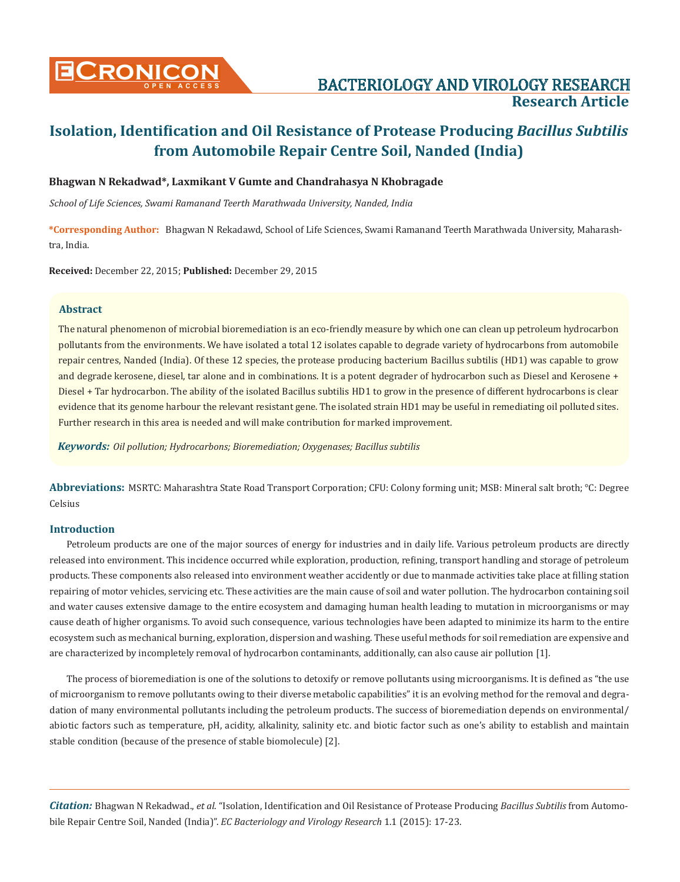# Isolation, Identification and Oil Resistance of Protease Producing *Bacillus Subtilis* from Automobile Repair Centre Soil, Nanded (India)

**Bhagwan N Rekadwad\*, Laxmikant V Gumte and Chandrahasya N Khobragade**

*School of Life Sciences, Swami Ramanand Teerth Marathwada University, Nanded, India*

**\*Corresponding Author:** Bhagwan N Rekadawd, School of Life Sciences, Swami Ramanand Teerth Marathwada University, Maharashtra, India.

**Received:** December 22, 2015; **Published:** December 29, 2015

## Abstract

The natural phenomenon of microbial bioremediation is an eco-friendly measure by which one can clean up petroleum hydrocarbon pollutants from the environments. We have isolated a total 12 isolates capable to degrade variety of hydrocarbons from automobile repair centres, Nanded (India). Of these 12 species, the protease producing bacterium Bacillus subtilis (HD1) was capable to grow and degrade kerosene, diesel, tar alone and in combinations. It is a potent degrader of hydrocarbon such as Diesel and Kerosene + Diesel + Tar hydrocarbon. The ability of the isolated Bacillus subtilis HD1 to grow in the presence of different hydrocarbons is clear evidence that its genome harbour the relevant resistant gene. The isolated strain HD1 may be useful in remediating oil polluted sites. Further research in this area is needed and will make contribution for marked improvement.

***Keywords:*** *Oil pollution; Hydrocarbons; Bioremediation; Oxygenases; Bacillus subtilis*

**Abbreviations:** MSRTC: Maharashtra State Road Transport Corporation; CFU: Colony forming unit; MSB: Mineral salt broth; °C: Degree Celsius

## Introduction

Petroleum products are one of the major sources of energy for industries and in daily life. Various petroleum products are directly released into environment. This incidence occurred while exploration, production, refining, transport handling and storage of petroleum products. These components also released into environment weather accidently or due to manmade activities take place at filling station repairing of motor vehicles, servicing etc. These activities are the main cause of soil and water pollution. The hydrocarbon containing soil and water causes extensive damage to the entire ecosystem and damaging human health leading to mutation in microorganisms or may cause death of higher organisms. To avoid such consequence, various technologies have been adapted to minimize its harm to the entire ecosystem such as mechanical burning, exploration, dispersion and washing. These useful methods for soil remediation are expensive and are characterized by incompletely removal of hydrocarbon contaminants, additionally, can also cause air pollution [1].

The process of bioremediation is one of the solutions to detoxify or remove pollutants using microorganisms. It is defined as "the use of microorganism to remove pollutants owing to their diverse metabolic capabilities" it is an evolving method for the removal and degradation of many environmental pollutants including the petroleum products. The success of bioremediation depends on environmental/abiotic factors such as temperature, pH, acidity, alkalinity, salinity etc. and biotic factor such as one's ability to establish and maintain stable condition (because of the presence of stable biomolecule) [2].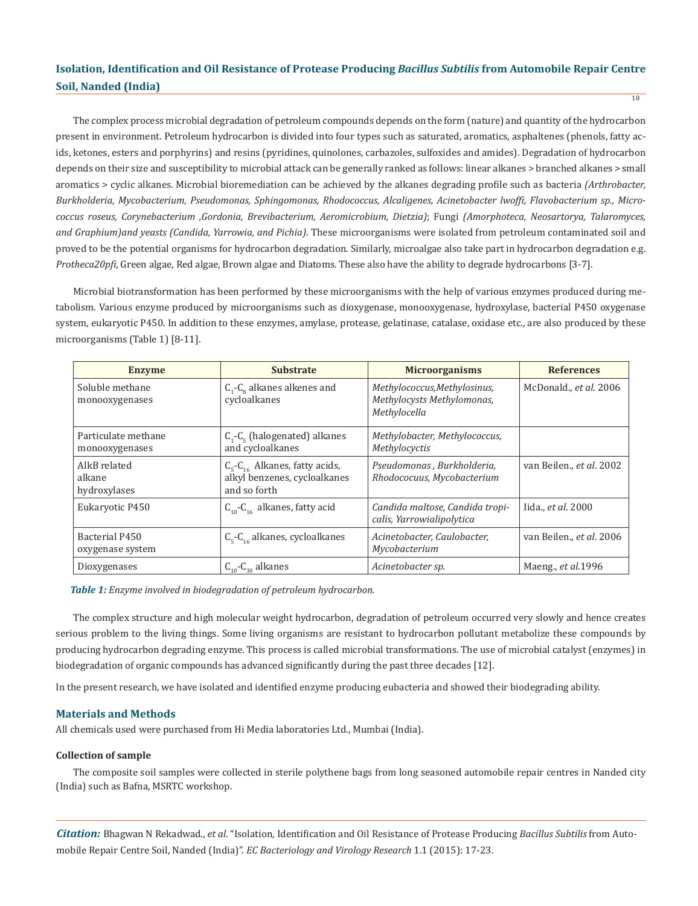The complex process microbial degradation of petroleum compounds depends on the form (nature) and quantity of the hydrocarbon present in environment. Petroleum hydrocarbon is divided into four types such as saturated, aromatics, asphaltenes (phenols, fatty acids, ketones, esters and porphyrins) and resins (pyridines, quinolones, carbazoles, sulfoxides and amides). Degradation of hydrocarbon depends on their size and susceptibility to microbial attack can be generally ranked as follows: linear alkanes > branched alkanes > small aromatics > cyclic alkanes. Microbial bioremediation can be achieved by the alkanes degrading profile such as bacteria *(Arthrobacter, Burkholderia, Mycobacterium, Pseudomonas, Sphingomonas, Rhodococcus, Alcaligenes, Acinetobacter lwoffi, Flavobacterium sp., Micrococcus roseus, Corynebacterium ,Gordonia, Brevibacterium, Aeromicrobium, Dietzia)*; Fungi *(Amorphoteca, Neosartorya, Talaromyces, and Graphium)and yeasts (Candida, Yarrowia, and Pichia)*. These microorganisms were isolated from petroleum contaminated soil and proved to be the potential organisms for hydrocarbon degradation. Similarly, microalgae also take part in hydrocarbon degradation e.g. *Protheca20pfi*, Green algae, Red algae, Brown algae and Diatoms. These also have the ability to degrade hydrocarbons [3-7].

Microbial biotransformation has been performed by these microorganisms with the help of various enzymes produced during metabolism. Various enzyme produced by microorganisms such as dioxygenase, monooxygenase, hydroxylase, bacterial P450 oxygenase system, eukaryotic P450. In addition to these enzymes, amylase, protease, gelatinase, catalase, oxidase etc., are also produced by these microorganisms (Table 1) [8-11].

| Enzyme | Substrate | Microorganisms | References |
|---|---|---|---|
| Soluble methane monooxygenases | $C_1$-$C_8$ alkanes alkenes and cycloalkanes | *Methylococcus,Methylosinus, Methylocysts Methylomonas, Methylocella* | McDonald., *et al.* 2006 |
| Particulate methane monooxygenases | $C_1$-$C_5$ (halogenated) alkanes and cycloalkanes | *Methylobacter, Methylococcus, Methylocyctis* | |
| AlkB related alkane hydroxylases | $C_5$-$C_{16}$ Alkanes, fatty acids, alkyl benzenes, cycloalkanes and so forth | *Pseudomonas , Burkholderia, Rhodococuus, Mycobacterium* | van Beilen., *et al.* 2002 |
| Eukaryotic P450 | $C_{10}$-$C_{16}$ alkanes, fatty acid | *Candida maltose, Candida tropicalis, Yarrowialipolytica* | Iida., *et al.* 2000 |
| Bacterial P450 oxygenase system | $C_5$-$C_{16}$ alkanes, cycloalkanes | *Acinetobacter, Caulobacter, Mycobacterium* | van Beilen., *et al.* 2006 |
| Dioxygenases | $C_{10}$-$C_{30}$ alkanes | *Acinetobacter sp.* | Maeng., *et al.*1996 |

***Table 1:*** *Enzyme involved in biodegradation of petroleum hydrocarbon.*

The complex structure and high molecular weight hydrocarbon, degradation of petroleum occurred very slowly and hence creates serious problem to the living things. Some living organisms are resistant to hydrocarbon pollutant metabolize these compounds by producing hydrocarbon degrading enzyme. This process is called microbial transformations. The use of microbial catalyst (enzymes) in biodegradation of organic compounds has advanced significantly during the past three decades [12].

In the present research, we have isolated and identified enzyme producing eubacteria and showed their biodegrading ability.

## Materials and Methods

All chemicals used were purchased from Hi Media laboratories Ltd., Mumbai (India).

### Collection of sample

The composite soil samples were collected in sterile polythene bags from long seasoned automobile repair centres in Nanded city (India) such as Bafna, MSRTC workshop.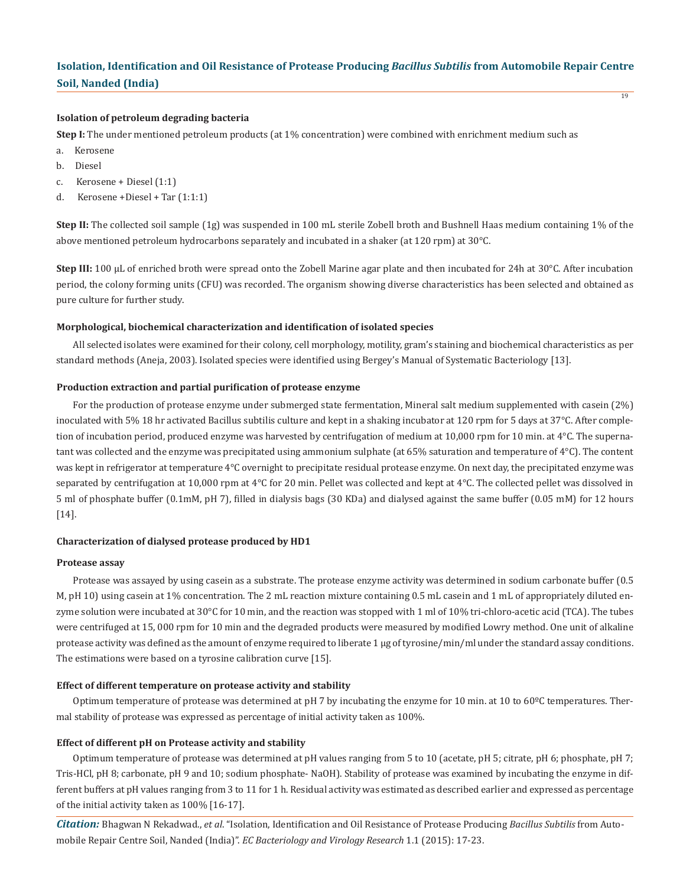### Isolation of petroleum degrading bacteria

**Step I:** The under mentioned petroleum products (at 1% concentration) were combined with enrichment medium such as

a. Kerosene
b. Diesel
c. Kerosene + Diesel (1:1)
d. Kerosene +Diesel + Tar (1:1:1)

**Step II:** The collected soil sample (1g) was suspended in 100 mL sterile Zobell broth and Bushnell Haas medium containing 1% of the above mentioned petroleum hydrocarbons separately and incubated in a shaker (at 120 rpm) at 30°C.

**Step III:** 100 µL of enriched broth were spread onto the Zobell Marine agar plate and then incubated for 24h at 30°C. After incubation period, the colony forming units (CFU) was recorded. The organism showing diverse characteristics has been selected and obtained as pure culture for further study.

### Morphological, biochemical characterization and identification of isolated species

All selected isolates were examined for their colony, cell morphology, motility, gram's staining and biochemical characteristics as per standard methods (Aneja, 2003). Isolated species were identified using Bergey's Manual of Systematic Bacteriology [13].

### Production extraction and partial purification of protease enzyme

For the production of protease enzyme under submerged state fermentation, Mineral salt medium supplemented with casein (2%) inoculated with 5% 18 hr activated Bacillus subtilis culture and kept in a shaking incubator at 120 rpm for 5 days at 37°C. After completion of incubation period, produced enzyme was harvested by centrifugation of medium at 10,000 rpm for 10 min. at 4°C. The supernatant was collected and the enzyme was precipitated using ammonium sulphate (at 65% saturation and temperature of 4°C). The content was kept in refrigerator at temperature 4°C overnight to precipitate residual protease enzyme. On next day, the precipitated enzyme was separated by centrifugation at 10,000 rpm at 4°C for 20 min. Pellet was collected and kept at 4°C. The collected pellet was dissolved in 5 ml of phosphate buffer (0.1mM, pH 7), filled in dialysis bags (30 KDa) and dialysed against the same buffer (0.05 mM) for 12 hours [14].

### Characterization of dialysed protease produced by HD1

#### Protease assay

Protease was assayed by using casein as a substrate. The protease enzyme activity was determined in sodium carbonate buffer (0.5 M, pH 10) using casein at 1% concentration. The 2 mL reaction mixture containing 0.5 mL casein and 1 mL of appropriately diluted enzyme solution were incubated at 30°C for 10 min, and the reaction was stopped with 1 ml of 10% tri-chloro-acetic acid (TCA). The tubes were centrifuged at 15, 000 rpm for 10 min and the degraded products were measured by modified Lowry method. One unit of alkaline protease activity was defined as the amount of enzyme required to liberate 1 µg of tyrosine/min/ml under the standard assay conditions. The estimations were based on a tyrosine calibration curve [15].

### Effect of different temperature on protease activity and stability

Optimum temperature of protease was determined at pH 7 by incubating the enzyme for 10 min. at 10 to 60ºC temperatures. Thermal stability of protease was expressed as percentage of initial activity taken as 100%.

### Effect of different pH on Protease activity and stability

Optimum temperature of protease was determined at pH values ranging from 5 to 10 (acetate, pH 5; citrate, pH 6; phosphate, pH 7; Tris-HCl, pH 8; carbonate, pH 9 and 10; sodium phosphate- NaOH). Stability of protease was examined by incubating the enzyme in different buffers at pH values ranging from 3 to 11 for 1 h. Residual activity was estimated as described earlier and expressed as percentage of the initial activity taken as 100% [16-17].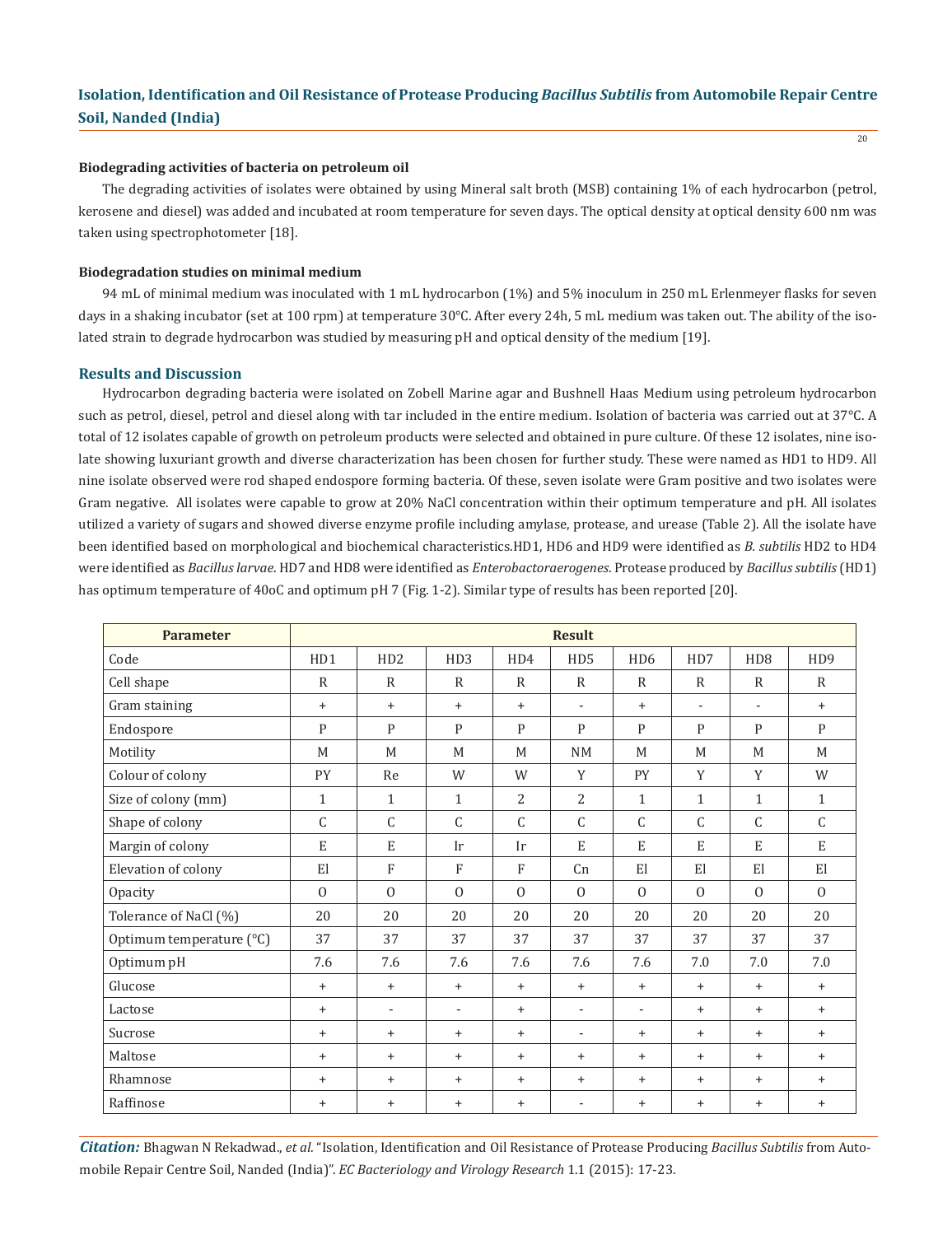#### Biodegrading activities of bacteria on petroleum oil

The degrading activities of isolates were obtained by using Mineral salt broth (MSB) containing 1% of each hydrocarbon (petrol, kerosene and diesel) was added and incubated at room temperature for seven days. The optical density at optical density 600 nm was taken using spectrophotometer [18].

#### Biodegradation studies on minimal medium

94 mL of minimal medium was inoculated with 1 mL hydrocarbon (1%) and 5% inoculum in 250 mL Erlenmeyer flasks for seven days in a shaking incubator (set at 100 rpm) at temperature 30°C. After every 24h, 5 mL medium was taken out. The ability of the isolated strain to degrade hydrocarbon was studied by measuring pH and optical density of the medium [19].

### Results and Discussion

Hydrocarbon degrading bacteria were isolated on Zobell Marine agar and Bushnell Haas Medium using petroleum hydrocarbon such as petrol, diesel, petrol and diesel along with tar included in the entire medium. Isolation of bacteria was carried out at 37°C. A total of 12 isolates capable of growth on petroleum products were selected and obtained in pure culture. Of these 12 isolates, nine isolate showing luxuriant growth and diverse characterization has been chosen for further study. These were named as HD1 to HD9. All nine isolate observed were rod shaped endospore forming bacteria. Of these, seven isolate were Gram positive and two isolates were Gram negative. All isolates were capable to grow at 20% NaCl concentration within their optimum temperature and pH. All isolates utilized a variety of sugars and showed diverse enzyme profile including amylase, protease, and urease (Table 2). All the isolate have been identified based on morphological and biochemical characteristics.HD1, HD6 and HD9 were identified as *B. subtilis* HD2 to HD4 were identified as *Bacillus larvae*. HD7 and HD8 were identified as *Enterobactoraerogenes*. Protease produced by *Bacillus subtilis* (HD1) has optimum temperature of 40oC and optimum pH 7 (Fig. 1-2). Similar type of results has been reported [20].

| Parameter | Result | | | | | | | | |
|---|---|---|---|---|---|---|---|---|---|
| Code | HD1 | HD2 | HD3 | HD4 | HD5 | HD6 | HD7 | HD8 | HD9 |
| Cell shape | R | R | R | R | R | R | R | R | R |
| Gram staining | + | + | + | + | - | + | - | - | + |
| Endospore | P | P | P | P | P | P | P | P | P |
| Motility | M | M | M | M | NM | M | M | M | M |
| Colour of colony | PY | Re | W | W | Y | PY | Y | Y | W |
| Size of colony (mm) | 1 | 1 | 1 | 2 | 2 | 1 | 1 | 1 | 1 |
| Shape of colony | C | C | C | C | C | C | C | C | C |
| Margin of colony | E | E | Ir | Ir | E | E | E | E | E |
| Elevation of colony | El | F | F | F | Cn | El | El | El | El |
| Opacity | O | O | O | O | O | O | O | O | O |
| Tolerance of NaCl (%) | 20 | 20 | 20 | 20 | 20 | 20 | 20 | 20 | 20 |
| Optimum temperature (°C) | 37 | 37 | 37 | 37 | 37 | 37 | 37 | 37 | 37 |
| Optimum pH | 7.6 | 7.6 | 7.6 | 7.6 | 7.6 | 7.6 | 7.0 | 7.0 | 7.0 |
| Glucose | + | + | + | + | + | + | + | + | + |
| Lactose | + | - | - | + | - | - | + | + | + |
| Sucrose | + | + | + | + | - | + | + | + | + |
| Maltose | + | + | + | + | + | + | + | + | + |
| Rhamnose | + | + | + | + | + | + | + | + | + |
| Raffinose | + | + | + | + | - | + | + | + | + |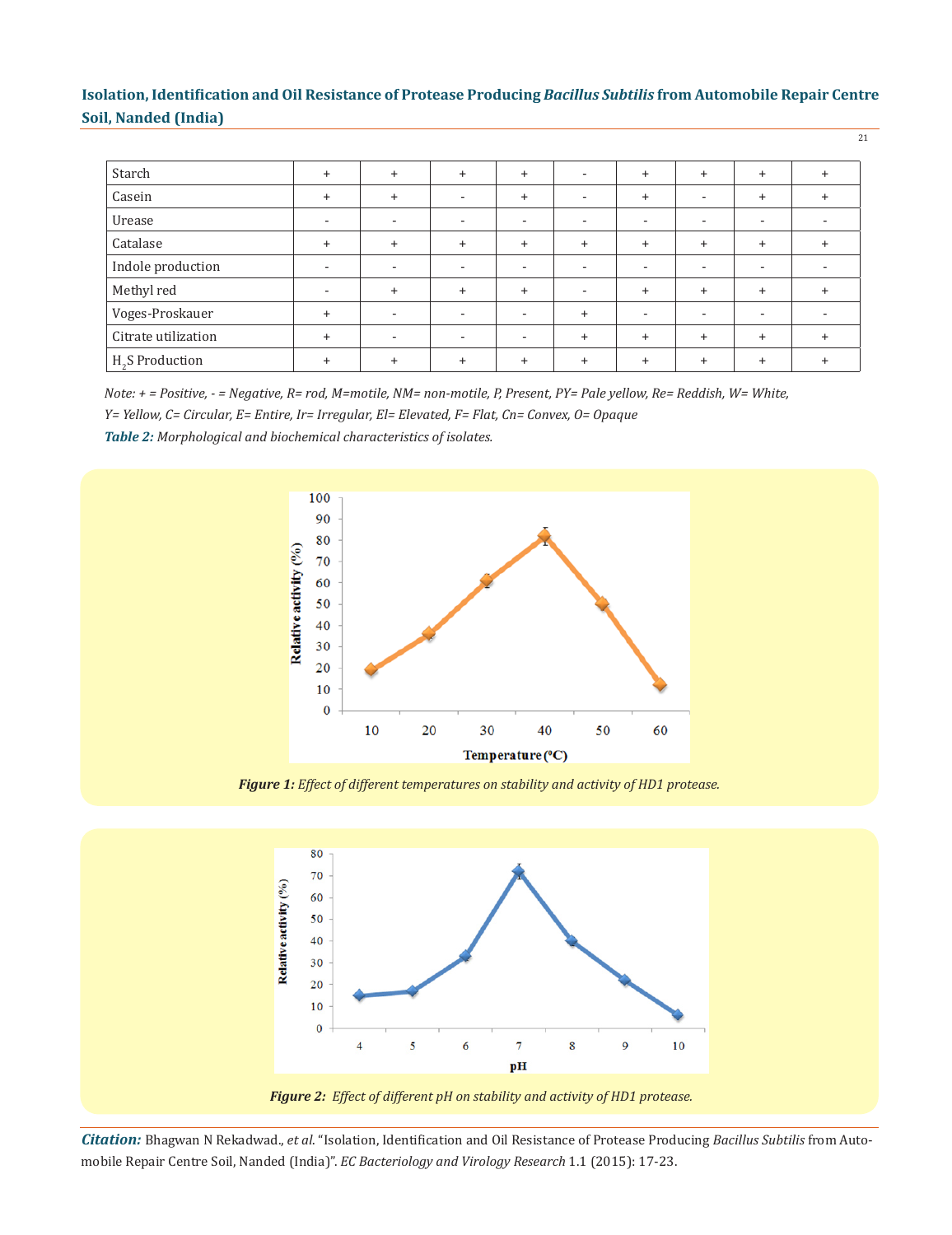| Starch | + | + | + | + | - | + | + | + | + |
|---|---|---|---|---|---|---|---|---|---|
| Casein | + | + | - | + | - | + | - | + | + |
| Urease | - | - | - | - | - | - | - | - | - |
| Catalase | + | + | + | + | + | + | + | + | + |
| Indole production | - | - | - | - | - | - | - | - | - |
| Methyl red | - | + | + | + | - | + | + | + | + |
| Voges-Proskauer | + | - | - | - | + | - | - | - | - |
| Citrate utilization | + | - | - | - | + | + | + | + | + |
| $H_2S$ Production | + | + | + | + | + | + | + | + | + |

*Note: + = Positive, - = Negative, R= rod, M=motile, NM= non-motile, P, Present, PY= Pale yellow, Re= Reddish, W= White, Y= Yellow, C= Circular, E= Entire, Ir= Irregular, El= Elevated, F= Flat, Cn= Convex, O= Opaque*

***Table 2:*** *Morphological and biochemical characteristics of isolates.*

***Figure 1:*** *Effect of different temperatures on stability and activity of HD1 protease.*

***Figure 2:*** *Effect of different pH on stability and activity of HD1 protease.*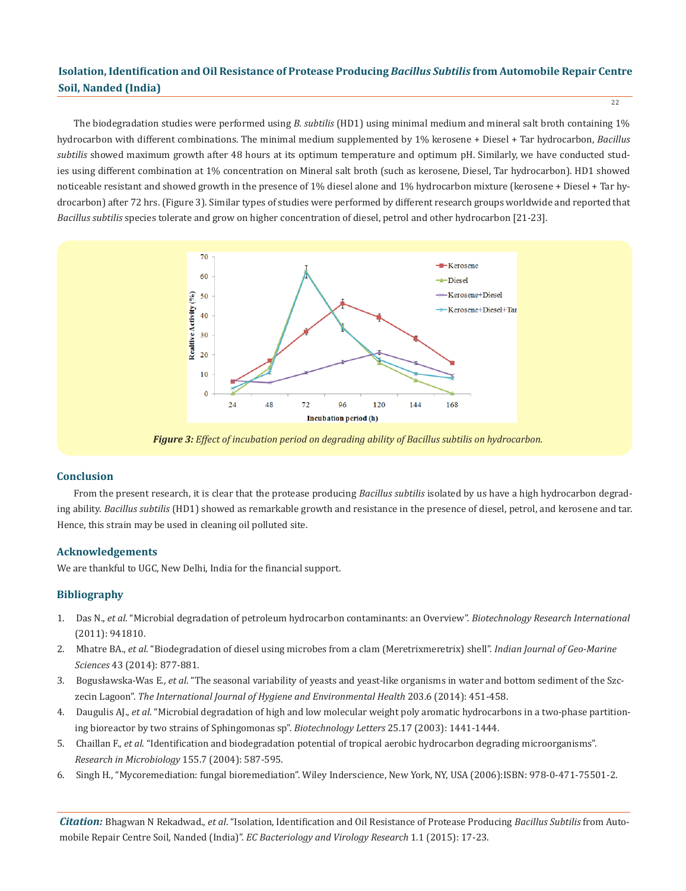The biodegradation studies were performed using *B. subtilis* (HD1) using minimal medium and mineral salt broth containing 1% hydrocarbon with different combinations. The minimal medium supplemented by 1% kerosene + Diesel + Tar hydrocarbon, *Bacillus subtilis* showed maximum growth after 48 hours at its optimum temperature and optimum pH. Similarly, we have conducted studies using different combination at 1% concentration on Mineral salt broth (such as kerosene, Diesel, Tar hydrocarbon). HD1 showed noticeable resistant and showed growth in the presence of 1% diesel alone and 1% hydrocarbon mixture (kerosene + Diesel + Tar hydrocarbon) after 72 hrs. (Figure 3). Similar types of studies were performed by different research groups worldwide and reported that *Bacillus subtilis* species tolerate and grow on higher concentration of diesel, petrol and other hydrocarbon [21-23].

***Figure 3:*** *Effect of incubation period on degrading ability of Bacillus subtilis on hydrocarbon.*

## Conclusion

From the present research, it is clear that the protease producing *Bacillus subtilis* isolated by us have a high hydrocarbon degrading ability. *Bacillus subtilis* (HD1) showed as remarkable growth and resistance in the presence of diesel, petrol, and kerosene and tar. Hence, this strain may be used in cleaning oil polluted site.

## Acknowledgements

We are thankful to UGC, New Delhi, India for the financial support.

## Bibliography

1. Das N., *et al*. "Microbial degradation of petroleum hydrocarbon contaminants: an Overview". *Biotechnology Research International* (2011): 941810.
2. Mhatre BA., *et al*. "Biodegradation of diesel using microbes from a clam (Meretrixmeretrix) shell". *Indian Journal of Geo-Marine Sciences* 43 (2014): 877-881.
3. Bogusławska-Was E., *et al*. "The seasonal variability of yeasts and yeast-like organisms in water and bottom sediment of the Szczecin Lagoon". *The International Journal of Hygiene and Environmental Health* 203.6 (2014): 451-458.
4. Daugulis AJ., *et al*. "Microbial degradation of high and low molecular weight poly aromatic hydrocarbons in a two-phase partitioning bioreactor by two strains of Sphingomonas sp". *Biotechnology Letters* 25.17 (2003): 1441-1444.
5. Chaillan F., *et al*. "Identification and biodegradation potential of tropical aerobic hydrocarbon degrading microorganisms". *Research in Microbiology* 155.7 (2004): 587-595.
6. Singh H., "Mycoremediation: fungal bioremediation". Wiley Inderscience, New York, NY, USA (2006):ISBN: 978-0-471-75501-2.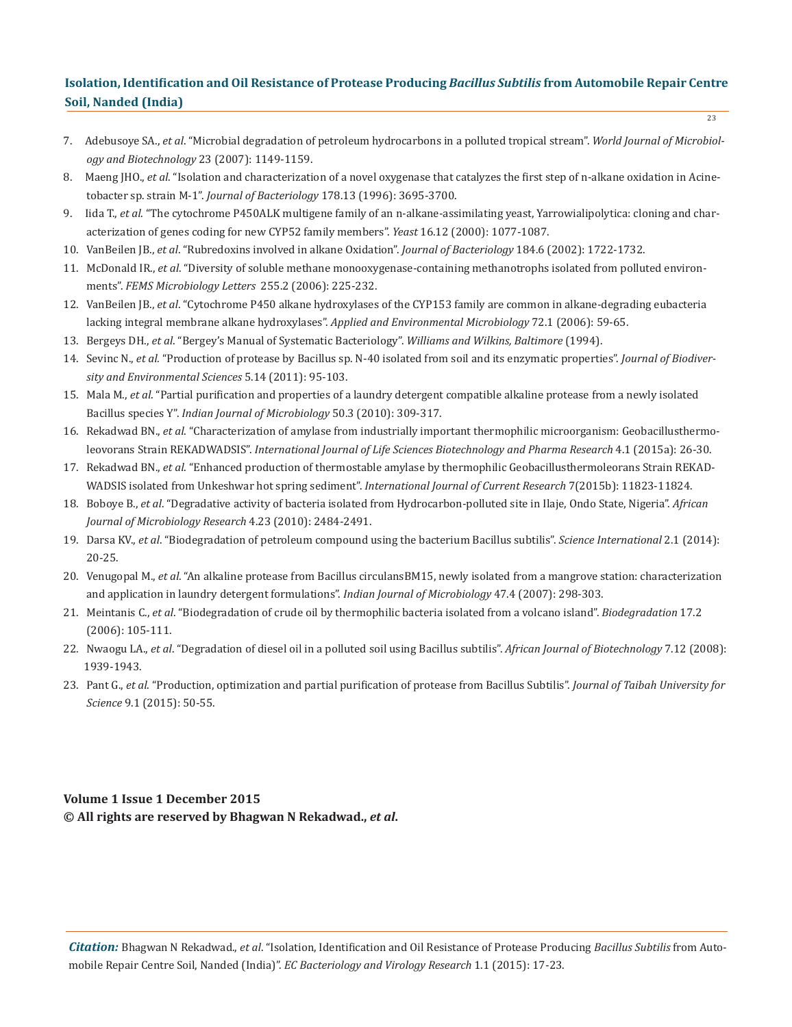7. Adebusoye SA., *et al*. "Microbial degradation of petroleum hydrocarbons in a polluted tropical stream". *World Journal of Microbiology and Biotechnology* 23 (2007): 1149-1159.
8. Maeng JHO., *et al*. "Isolation and characterization of a novel oxygenase that catalyzes the first step of n-alkane oxidation in Acinetobacter sp. strain M-1". *Journal of Bacteriology* 178.13 (1996): 3695-3700.
9. Iida T., *et al*. "The cytochrome P450ALK multigene family of an n-alkane-assimilating yeast, Yarrowialipolytica: cloning and characterization of genes coding for new CYP52 family members". *Yeast* 16.12 (2000): 1077-1087.
10. VanBeilen JB., *et al*. "Rubredoxins involved in alkane Oxidation". *Journal of Bacteriology* 184.6 (2002): 1722-1732.
11. McDonald IR., *et al*. "Diversity of soluble methane monooxygenase-containing methanotrophs isolated from polluted environments". *FEMS Microbiology Letters* 255.2 (2006): 225-232.
12. VanBeilen JB., *et al*. "Cytochrome P450 alkane hydroxylases of the CYP153 family are common in alkane-degrading eubacteria lacking integral membrane alkane hydroxylases". *Applied and Environmental Microbiology* 72.1 (2006): 59-65.
13. Bergeys DH., *et al*. "Bergey's Manual of Systematic Bacteriology". *Williams and Wilkins, Baltimore* (1994).
14. Sevinc N., *et al.* "Production of protease by Bacillus sp. N-40 isolated from soil and its enzymatic properties". *Journal of Biodiversity and Environmental Sciences* 5.14 (2011): 95-103.
15. Mala M., *et al*. "Partial purification and properties of a laundry detergent compatible alkaline protease from a newly isolated Bacillus species Y". *Indian Journal of Microbiology* 50.3 (2010): 309-317.
16. Rekadwad BN., *et al*. "Characterization of amylase from industrially important thermophilic microorganism: Geobacillusthermoleovorans Strain REKADWADSIS". *International Journal of Life Sciences Biotechnology and Pharma Research* 4.1 (2015a): 26-30.
17. Rekadwad BN., *et al*. "Enhanced production of thermostable amylase by thermophilic Geobacillusthermoleorans Strain REKADWADSIS isolated from Unkeshwar hot spring sediment". *International Journal of Current Research* 7(2015b): 11823-11824.
18. Boboye B., *et al*. "Degradative activity of bacteria isolated from Hydrocarbon-polluted site in Ilaje, Ondo State, Nigeria". *African Journal of Microbiology Research* 4.23 (2010): 2484-2491.
19. Darsa KV., *et al*. "Biodegradation of petroleum compound using the bacterium Bacillus subtilis". *Science International* 2.1 (2014): 20-25.
20. Venugopal M., *et al*. "An alkaline protease from Bacillus circulansBM15, newly isolated from a mangrove station: characterization and application in laundry detergent formulations". *Indian Journal of Microbiology* 47.4 (2007): 298-303.
21. Meintanis C., *et al*. "Biodegradation of crude oil by thermophilic bacteria isolated from a volcano island". *Biodegradation* 17.2 (2006): 105-111.
22. Nwaogu LA., *et al*. "Degradation of diesel oil in a polluted soil using Bacillus subtilis". *African Journal of Biotechnology* 7.12 (2008): 1939-1943.
23. Pant G., *et al*. "Production, optimization and partial purification of protease from Bacillus Subtilis". *Journal of Taibah University for Science* 9.1 (2015): 50-55.

**Volume 1 Issue 1 December 2015**
**© All rights are reserved by Bhagwan N Rekadwad., *et al*.**